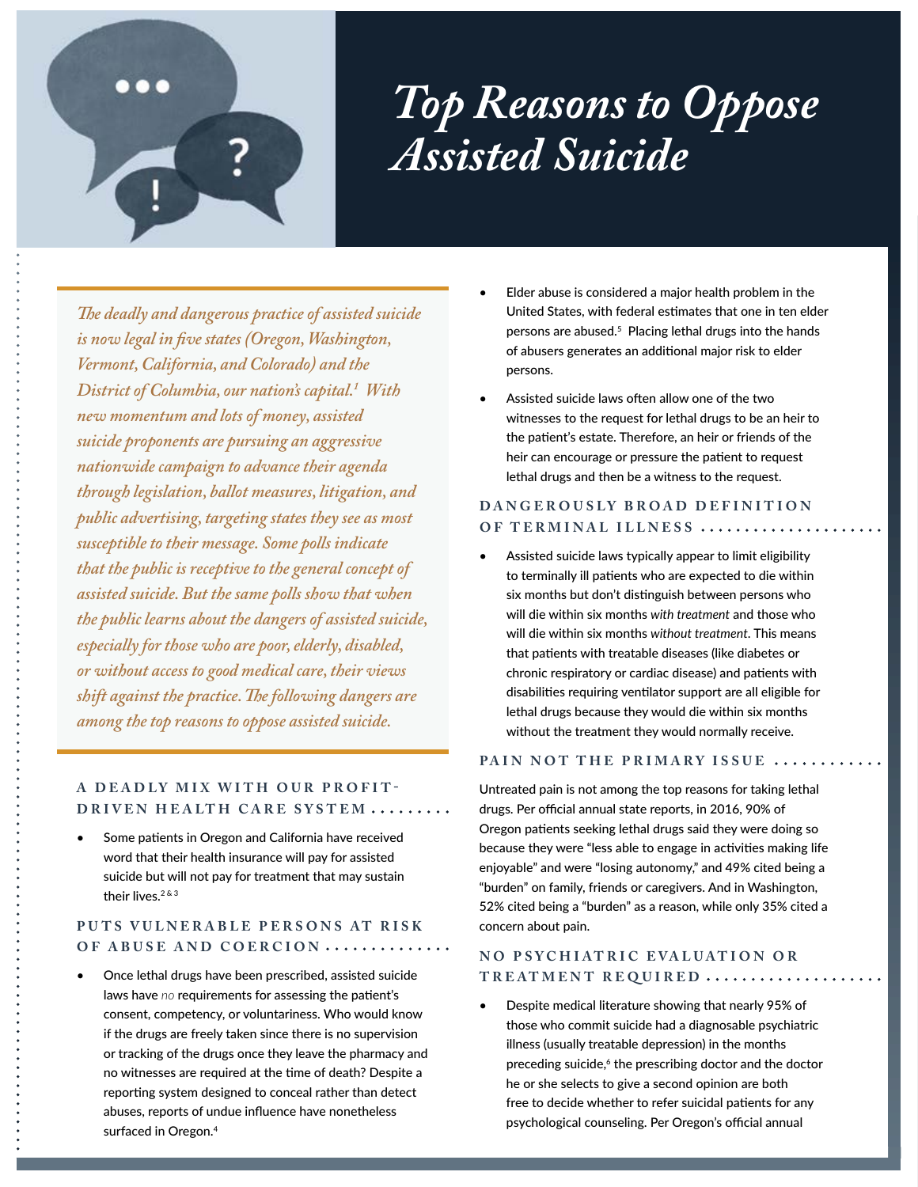# *Top Reasons to Oppose Assisted Suicide*

*The deadly and dangerous practice of assisted suicide is now legal in five states (Oregon, Washington, Vermont, California, and Colorado) and the District of Columbia, our nation's capital.[1] With new momentum and lots of money, assisted suicide proponents are pursuing an aggressive nationwide campaign to advance their agenda through legislation, ballot measures, litigation, and public advertising, targeting states they see as most susceptible to their message. Some polls indicate that the public is receptive to the general concept of assisted suicide. But the same polls show that when the public learns about the dangers of assisted suicide, especially for those who are poor, elderly, disabled, or without access to good medical care, their views shift against the practice. The following dangers are among the top reasons to oppose assisted suicide.*

## A DEADLY MIX WITH OUR PROFIT-DRIVEN HEALTH CARE SYSTEM

- Some patients in Oregon and California have received word that their health insurance will pay for assisted suicide but will not pay for treatment that may sustain their lives.[2 & 3]

## PUTS VULNERABLE PERSONS AT RISK OF ABUSE AND COERCION

- Once lethal drugs have been prescribed, assisted suicide laws have *no* requirements for assessing the patient's consent, competency, or voluntariness. Who would know if the drugs are freely taken since there is no supervision or tracking of the drugs once they leave the pharmacy and no witnesses are required at the time of death? Despite a reporting system designed to conceal rather than detect abuses, reports of undue influence have nonetheless surfaced in Oregon.[4]
- Elder abuse is considered a major health problem in the United States, with federal estimates that one in ten elder persons are abused.[5] Placing lethal drugs into the hands of abusers generates an additional major risk to elder persons.
- Assisted suicide laws often allow one of the two witnesses to the request for lethal drugs to be an heir to the patient's estate. Therefore, an heir or friends of the heir can encourage or pressure the patient to request lethal drugs and then be a witness to the request.

## DANGEROUSLY BROAD DEFINITION OF TERMINAL ILLNESS

- Assisted suicide laws typically appear to limit eligibility to terminally ill patients who are expected to die within six months but don't distinguish between persons who will die within six months *with treatment* and those who will die within six months *without treatment*. This means that patients with treatable diseases (like diabetes or chronic respiratory or cardiac disease) and patients with disabilities requiring ventilator support are all eligible for lethal drugs because they would die within six months without the treatment they would normally receive.

## PAIN NOT THE PRIMARY ISSUE

Untreated pain is not among the top reasons for taking lethal drugs. Per official annual state reports, in 2016, 90% of Oregon patients seeking lethal drugs said they were doing so because they were "less able to engage in activities making life enjoyable" and were "losing autonomy," and 49% cited being a "burden" on family, friends or caregivers. And in Washington, 52% cited being a "burden" as a reason, while only 35% cited a concern about pain.

## NO PSYCHIATRIC EVALUATION OR TREATMENT REQUIRED

- Despite medical literature showing that nearly 95% of those who commit suicide had a diagnosable psychiatric illness (usually treatable depression) in the months preceding suicide,[6] the prescribing doctor and the doctor he or she selects to give a second opinion are both free to decide whether to refer suicidal patients for any psychological counseling. Per Oregon's official annual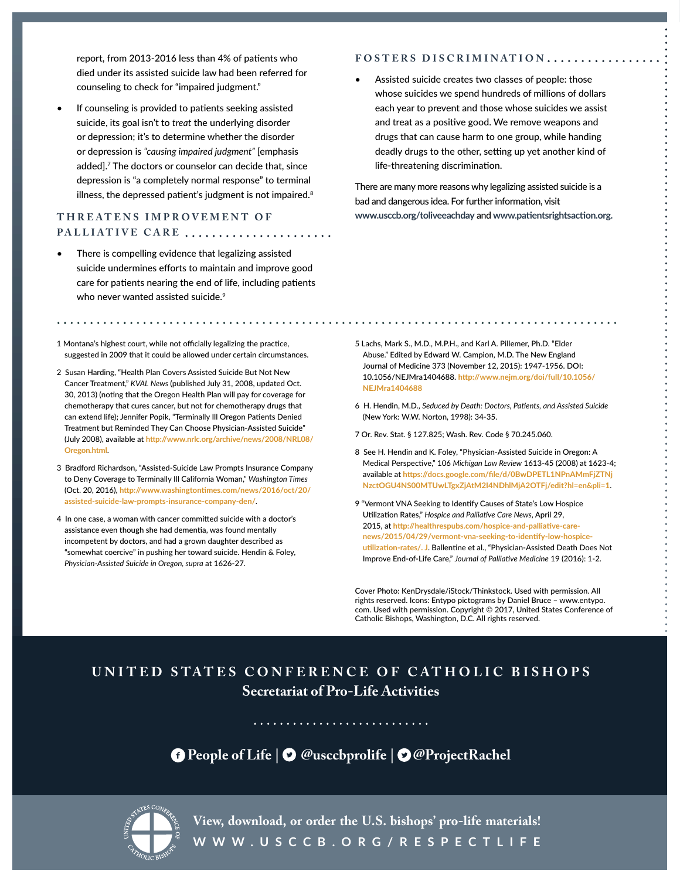report, from 2013-2016 less than 4% of patients who died under its assisted suicide law had been referred for counseling to check for "impaired judgment."

- If counseling is provided to patients seeking assisted suicide, its goal isn't to *treat* the underlying disorder or depression; it's to determine whether the disorder or depression is *"causing impaired judgment"* [emphasis added].[7] The doctors or counselor can decide that, since depression is "a completely normal response" to terminal illness, the depressed patient's judgment is not impaired.[8]

## THREATENS IMPROVEMENT OF PALLIATIVE CARE

- There is compelling evidence that legalizing assisted suicide undermines efforts to maintain and improve good care for patients nearing the end of life, including patients who never wanted assisted suicide.[9]

## FOSTERS DISCRIMINATION

- Assisted suicide creates two classes of people: those whose suicides we spend hundreds of millions of dollars each year to prevent and those whose suicides we assist and treat as a positive good. We remove weapons and drugs that can cause harm to one group, while handing deadly drugs to the other, setting up yet another kind of life-threatening discrimination.

There are many more reasons why legalizing assisted suicide is a bad and dangerous idea. For further information, visit www.usccb.org/toliveeachday and www.patientsrightsaction.org.

1 Montana's highest court, while not officially legalizing the practice, suggested in 2009 that it could be allowed under certain circumstances.

2 Susan Harding, "Health Plan Covers Assisted Suicide But Not New Cancer Treatment," *KVAL News* (published July 31, 2008, updated Oct. 30, 2013) (noting that the Oregon Health Plan will pay for coverage for chemotherapy that cures cancer, but not for chemotherapy drugs that can extend life); Jennifer Popik, "Terminally Ill Oregon Patients Denied Treatment but Reminded They Can Choose Physician-Assisted Suicide" (July 2008), available at http://www.nrlc.org/archive/news/2008/NRL08/Oregon.html.

3 Bradford Richardson, "Assisted-Suicide Law Prompts Insurance Company to Deny Coverage to Terminally Ill California Woman," *Washington Times* (Oct. 20, 2016), http://www.washingtontimes.com/news/2016/oct/20/assisted-suicide-law-prompts-insurance-company-den/.

4 In one case, a woman with cancer committed suicide with a doctor's assistance even though she had dementia, was found mentally incompetent by doctors, and had a grown daughter described as "somewhat coercive" in pushing her toward suicide. Hendin & Foley, *Physician-Assisted Suicide in Oregon, supra* at 1626-27.

5 Lachs, Mark S., M.D., M.P.H., and Karl A. Pillemer, Ph.D. "Elder Abuse." Edited by Edward W. Campion, M.D. The New England Journal of Medicine 373 (November 12, 2015): 1947-1956. DOI: 10.1056/NEJMra1404688. http://www.nejm.org/doi/full/10.1056/NEJMra1404688

6 H. Hendin, M.D., *Seduced by Death: Doctors, Patients, and Assisted Suicide* (New York: W.W. Norton, 1998): 34-35.

7 Or. Rev. Stat. § 127.825; Wash. Rev. Code § 70.245.060.

8 See H. Hendin and K. Foley, "Physician-Assisted Suicide in Oregon: A Medical Perspective," 106 *Michigan Law Review* 1613-45 (2008) at 1623-4; available at https://docs.google.com/file/d/0BwDPETL1NPnAMmFjZTNjNzctOGU4NS00MTUwLTgxZjAtM2I4NDhlMjA2OTFj/edit?hl=en&pli=1.

9 "Vermont VNA Seeking to Identify Causes of State's Low Hospice Utilization Rates," *Hospice and Palliative Care News*, April 29, 2015, at http://healthrespubs.com/hospice-and-palliative-care-news/2015/04/29/vermont-vna-seeking-to-identify-low-hospice-utilization-rates/. J. Ballentine et al., "Physician-Assisted Death Does Not Improve End-of-Life Care," *Journal of Palliative Medicine* 19 (2016): 1-2.

Cover Photo: KenDrysdale/iStock/Thinkstock. Used with permission. All rights reserved. Icons: Entypo pictograms by Daniel Bruce – www.entypo.com. Used with permission. Copyright © 2017, United States Conference of Catholic Bishops, Washington, D.C. All rights reserved.

**UNITED STATES CONFERENCE OF CATHOLIC BISHOPS**
**Secretariat of Pro-Life Activities**

**People of Life | @usccbprolife | @ProjectRachel**

**View, download, or order the U.S. bishops' pro-life materials!**
**WWW.USCCB.ORG/RESPECTLIFE**